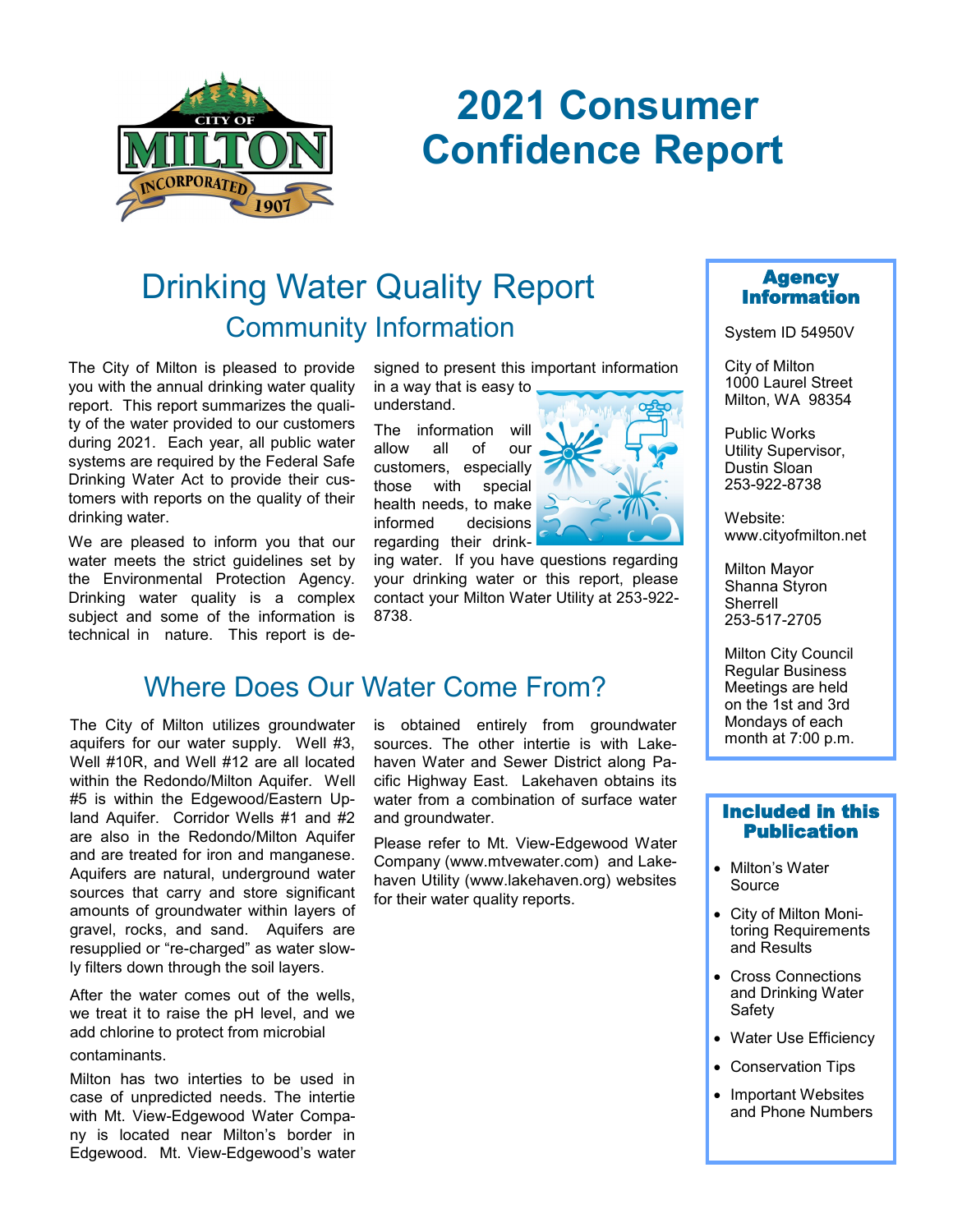# 2021 Consumer Confidence Report

## Drinking Water Quality Report

### Community Information

The City of Milton is pleased to provide you with the annual drinking water quality report. This report summarizes the quality of the water provided to our customers during 2021. Each year, all public water systems are required by the Federal Safe Drinking Water Act to provide their customers with reports on the quality of their drinking water.

We are pleased to inform you that our water meets the strict guidelines set by the Environmental Protection Agency. Drinking water quality is a complex subject and some of the information is technical in nature. This report is designed to present this important information in a way that is easy to understand.

The information will allow all of our customers, especially those with special health needs, to make informed decisions regarding their drinking water. If you have questions regarding your drinking water or this report, please contact your Milton Water Utility at 253-922-8738.

## Where Does Our Water Come From?

The City of Milton utilizes groundwater aquifers for our water supply. Well #3, Well #10R, and Well #12 are all located within the Redondo/Milton Aquifer. Well #5 is within the Edgewood/Eastern Upland Aquifer. Corridor Wells #1 and #2 are also in the Redondo/Milton Aquifer and are treated for iron and manganese. Aquifers are natural, underground water sources that carry and store significant amounts of groundwater within layers of gravel, rocks, and sand. Aquifers are resupplied or "re-charged" as water slowly filters down through the soil layers.

After the water comes out of the wells, we treat it to raise the pH level, and we add chlorine to protect from microbial contaminants.

Milton has two interties to be used in case of unpredicted needs. The intertie with Mt. View-Edgewood Water Company is located near Milton's border in Edgewood. Mt. View-Edgewood's water is obtained entirely from groundwater sources. The other intertie is with Lakehaven Water and Sewer District along Pacific Highway East. Lakehaven obtains its water from a combination of surface water and groundwater.

Please refer to Mt. View-Edgewood Water Company (www.mtvewater.com) and Lakehaven Utility (www.lakehaven.org) websites for their water quality reports.

### Agency Information

System ID 54950V

City of Milton
1000 Laurel Street
Milton, WA 98354

Public Works
Utility Supervisor,
Dustin Sloan
253-922-8738

Website:
www.cityofmilton.net

Milton Mayor
Shanna Styron Sherrell
253-517-2705

Milton City Council Regular Business Meetings are held on the 1st and 3rd Mondays of each month at 7:00 p.m.

### Included in this Publication

- Milton's Water Source
- City of Milton Monitoring Requirements and Results
- Cross Connections and Drinking Water Safety
- Water Use Efficiency
- Conservation Tips
- Important Websites and Phone Numbers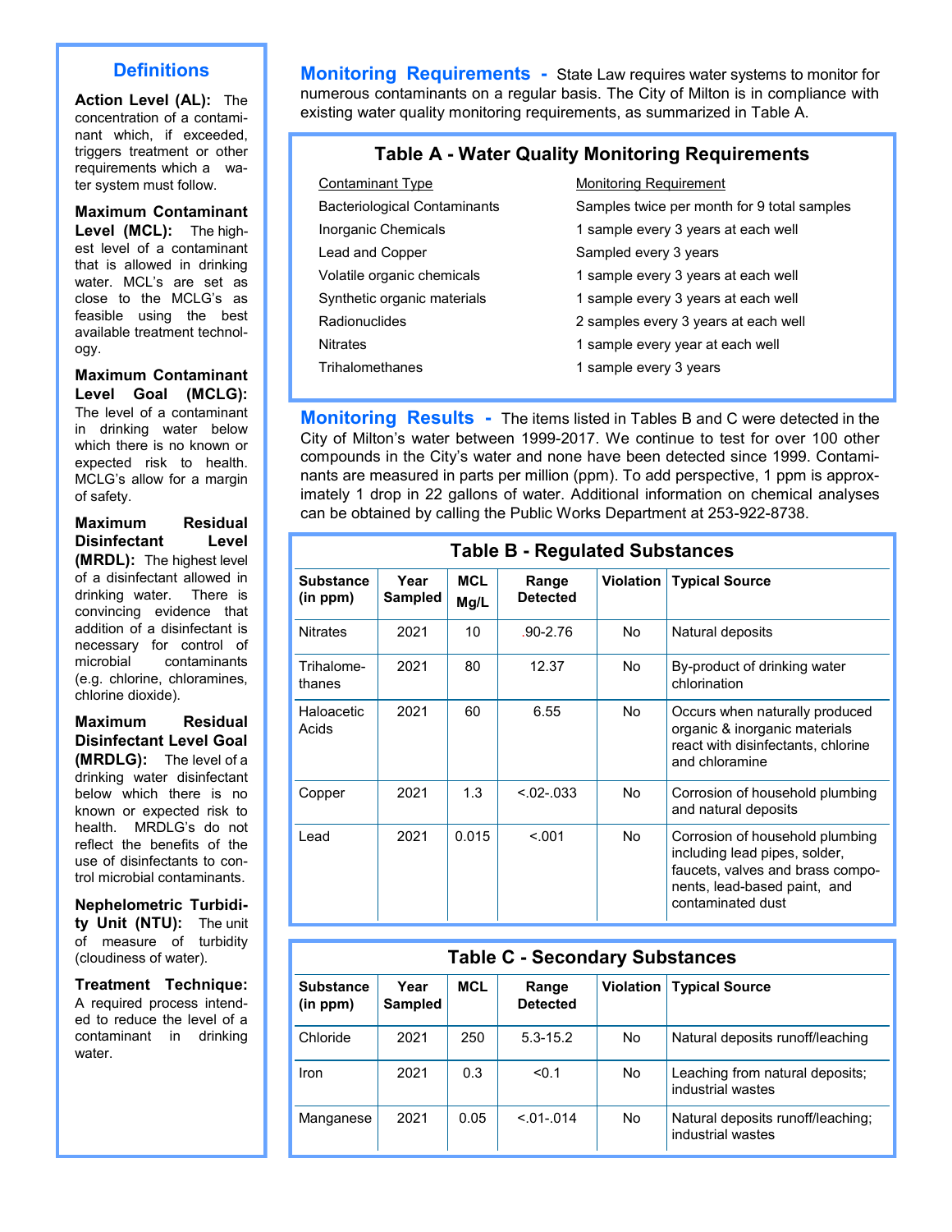## Definitions

**Action Level (AL):** The concentration of a contaminant which, if exceeded, triggers treatment or other requirements which a water system must follow.

**Maximum Contaminant Level (MCL):** The highest level of a contaminant that is allowed in drinking water. MCL's are set as close to the MCLG's as feasible using the best available treatment technology.

**Maximum Contaminant Level Goal (MCLG):** The level of a contaminant in drinking water below which there is no known or expected risk to health. MCLG's allow for a margin of safety.

**Maximum Residual Disinfectant Level (MRDL):** The highest level of a disinfectant allowed in drinking water. There is convincing evidence that addition of a disinfectant is necessary for control of microbial contaminants (e.g. chlorine, chloramines, chlorine dioxide).

**Maximum Residual Disinfectant Level Goal (MRDLG):** The level of a drinking water disinfectant below which there is no known or expected risk to health. MRDLG's do not reflect the benefits of the use of disinfectants to control microbial contaminants.

**Nephelometric Turbidity Unit (NTU):** The unit of measure of turbidity (cloudiness of water).

**Treatment Technique:** A required process intended to reduce the level of a contaminant in drinking water.

**Monitoring Requirements -** State Law requires water systems to monitor for numerous contaminants on a regular basis. The City of Milton is in compliance with existing water quality monitoring requirements, as summarized in Table A.

### Table A - Water Quality Monitoring Requirements

| Contaminant Type | Monitoring Requirement |
|---|---|
| Bacteriological Contaminants | Samples twice per month for 9 total samples |
| Inorganic Chemicals | 1 sample every 3 years at each well |
| Lead and Copper | Sampled every 3 years |
| Volatile organic chemicals | 1 sample every 3 years at each well |
| Synthetic organic materials | 1 sample every 3 years at each well |
| Radionuclides | 2 samples every 3 years at each well |
| Nitrates | 1 sample every year at each well |
| Trihalomethanes | 1 sample every 3 years |

**Monitoring Results -** The items listed in Tables B and C were detected in the City of Milton's water between 1999-2017. We continue to test for over 100 other compounds in the City's water and none have been detected since 1999. Contaminants are measured in parts per million (ppm). To add perspective, 1 ppm is approximately 1 drop in 22 gallons of water. Additional information on chemical analyses can be obtained by calling the Public Works Department at 253-922-8738.

### Table B - Regulated Substances

| Substance (in ppm) | Year Sampled | MCL Mg/L | Range Detected | Violation | Typical Source |
|---|---|---|---|---|---|
| Nitrates | 2021 | 10 | .90-2.76 | No | Natural deposits |
| Trihalomethanes | 2021 | 80 | 12.37 | No | By-product of drinking water chlorination |
| Haloacetic Acids | 2021 | 60 | 6.55 | No | Occurs when naturally produced organic & inorganic materials react with disinfectants, chlorine and chloramine |
| Copper | 2021 | 1.3 | <.02-.033 | No | Corrosion of household plumbing and natural deposits |
| Lead | 2021 | 0.015 | <.001 | No | Corrosion of household plumbing including lead pipes, solder, faucets, valves and brass components, lead-based paint, and contaminated dust |

### Table C - Secondary Substances

| Substance (in ppm) | Year Sampled | MCL | Range Detected | Violation | Typical Source |
|---|---|---|---|---|---|
| Chloride | 2021 | 250 | 5.3-15.2 | No | Natural deposits runoff/leaching |
| Iron | 2021 | 0.3 | <0.1 | No | Leaching from natural deposits; industrial wastes |
| Manganese | 2021 | 0.05 | <.01-.014 | No | Natural deposits runoff/leaching; industrial wastes |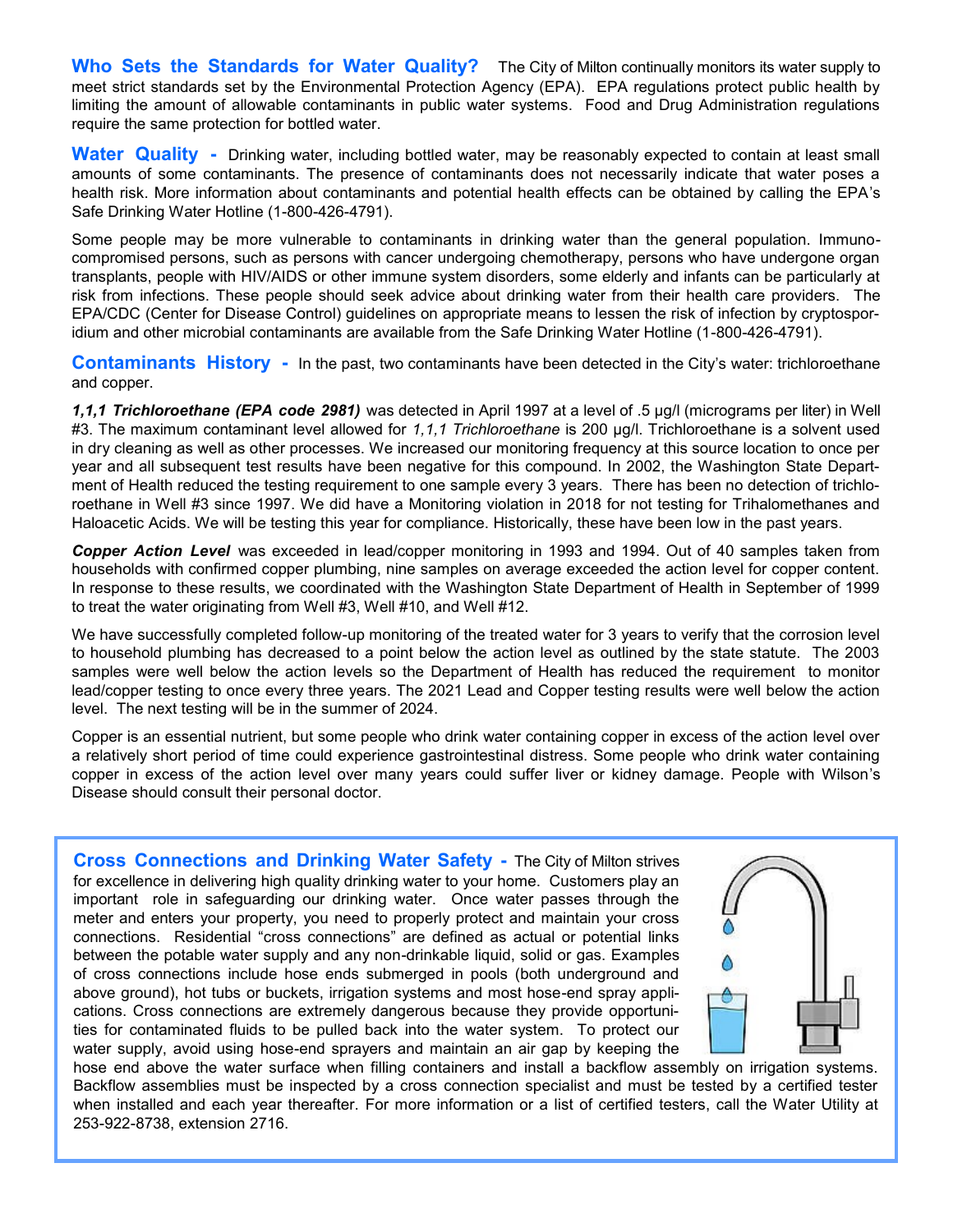**Who Sets the Standards for Water Quality?** The City of Milton continually monitors its water supply to meet strict standards set by the Environmental Protection Agency (EPA). EPA regulations protect public health by limiting the amount of allowable contaminants in public water systems. Food and Drug Administration regulations require the same protection for bottled water.

**Water Quality -** Drinking water, including bottled water, may be reasonably expected to contain at least small amounts of some contaminants. The presence of contaminants does not necessarily indicate that water poses a health risk. More information about contaminants and potential health effects can be obtained by calling the EPA's Safe Drinking Water Hotline (1-800-426-4791).

Some people may be more vulnerable to contaminants in drinking water than the general population. Immuno-compromised persons, such as persons with cancer undergoing chemotherapy, persons who have undergone organ transplants, people with HIV/AIDS or other immune system disorders, some elderly and infants can be particularly at risk from infections. These people should seek advice about drinking water from their health care providers. The EPA/CDC (Center for Disease Control) guidelines on appropriate means to lessen the risk of infection by cryptosporidium and other microbial contaminants are available from the Safe Drinking Water Hotline (1-800-426-4791).

**Contaminants History -** In the past, two contaminants have been detected in the City's water: trichloroethane and copper.

***1,1,1 Trichloroethane (EPA code 2981)*** was detected in April 1997 at a level of .5 µg/l (micrograms per liter) in Well #3. The maximum contaminant level allowed for *1,1,1 Trichloroethane* is 200 µg/l. Trichloroethane is a solvent used in dry cleaning as well as other processes. We increased our monitoring frequency at this source location to once per year and all subsequent test results have been negative for this compound. In 2002, the Washington State Department of Health reduced the testing requirement to one sample every 3 years. There has been no detection of trichloroethane in Well #3 since 1997. We did have a Monitoring violation in 2018 for not testing for Trihalomethanes and Haloacetic Acids. We will be testing this year for compliance. Historically, these have been low in the past years.

***Copper Action Level*** was exceeded in lead/copper monitoring in 1993 and 1994. Out of 40 samples taken from households with confirmed copper plumbing, nine samples on average exceeded the action level for copper content. In response to these results, we coordinated with the Washington State Department of Health in September of 1999 to treat the water originating from Well #3, Well #10, and Well #12.

We have successfully completed follow-up monitoring of the treated water for 3 years to verify that the corrosion level to household plumbing has decreased to a point below the action level as outlined by the state statute. The 2003 samples were well below the action levels so the Department of Health has reduced the requirement to monitor lead/copper testing to once every three years. The 2021 Lead and Copper testing results were well below the action level. The next testing will be in the summer of 2024.

Copper is an essential nutrient, but some people who drink water containing copper in excess of the action level over a relatively short period of time could experience gastrointestinal distress. Some people who drink water containing copper in excess of the action level over many years could suffer liver or kidney damage. People with Wilson's Disease should consult their personal doctor.

**Cross Connections and Drinking Water Safety -** The City of Milton strives for excellence in delivering high quality drinking water to your home. Customers play an important role in safeguarding our drinking water. Once water passes through the meter and enters your property, you need to properly protect and maintain your cross connections. Residential "cross connections" are defined as actual or potential links between the potable water supply and any non-drinkable liquid, solid or gas. Examples of cross connections include hose ends submerged in pools (both underground and above ground), hot tubs or buckets, irrigation systems and most hose-end spray applications. Cross connections are extremely dangerous because they provide opportunities for contaminated fluids to be pulled back into the water system. To protect our water supply, avoid using hose-end sprayers and maintain an air gap by keeping the hose end above the water surface when filling containers and install a backflow assembly on irrigation systems. Backflow assemblies must be inspected by a cross connection specialist and must be tested by a certified tester when installed and each year thereafter. For more information or a list of certified testers, call the Water Utility at 253-922-8738, extension 2716.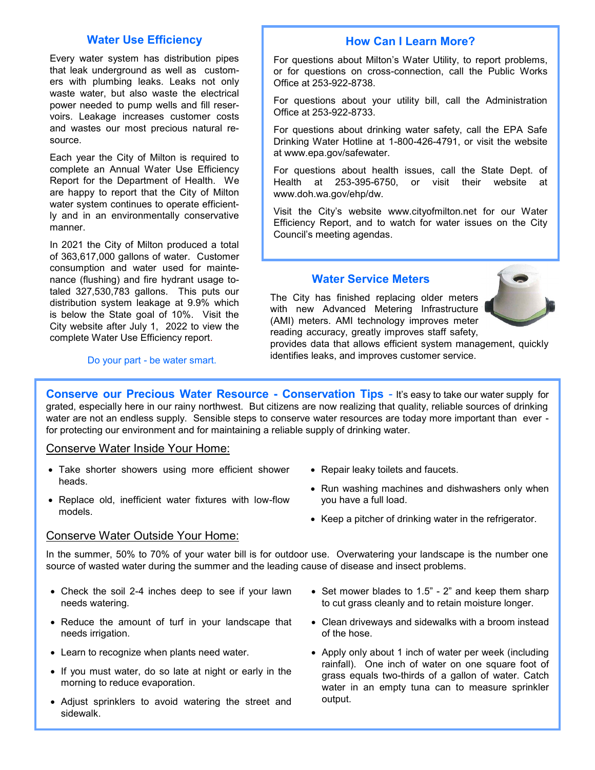## Water Use Efficiency

Every water system has distribution pipes that leak underground as well as customers with plumbing leaks. Leaks not only waste water, but also waste the electrical power needed to pump wells and fill reservoirs. Leakage increases customer costs and wastes our most precious natural resource.

Each year the City of Milton is required to complete an Annual Water Use Efficiency Report for the Department of Health. We are happy to report that the City of Milton water system continues to operate efficiently and in an environmentally conservative manner.

In 2021 the City of Milton produced a total of 363,617,000 gallons of water. Customer consumption and water used for maintenance (flushing) and fire hydrant usage totaled 327,530,783 gallons. This puts our distribution system leakage at 9.9% which is below the State goal of 10%. Visit the City website after July 1, 2022 to view the complete Water Use Efficiency report.

Do your part - be water smart.

## How Can I Learn More?

For questions about Milton's Water Utility, to report problems, or for questions on cross-connection, call the Public Works Office at 253-922-8738.

For questions about your utility bill, call the Administration Office at 253-922-8733.

For questions about drinking water safety, call the EPA Safe Drinking Water Hotline at 1-800-426-4791, or visit the website at www.epa.gov/safewater.

For questions about health issues, call the State Dept. of Health at 253-395-6750, or visit their website at www.doh.wa.gov/ehp/dw.

Visit the City's website www.cityofmilton.net for our Water Efficiency Report, and to watch for water issues on the City Council's meeting agendas.

## Water Service Meters

The City has finished replacing older meters with new Advanced Metering Infrastructure (AMI) meters. AMI technology improves meter reading accuracy, greatly improves staff safety, provides data that allows efficient system management, quickly identifies leaks, and improves customer service.

## Conserve our Precious Water Resource - Conservation Tips

It's easy to take our water supply for granted, especially here in our rainy northwest. But citizens are now realizing that quality, reliable sources of drinking water are not an endless supply. Sensible steps to conserve water resources are today more important than ever - for protecting our environment and for maintaining a reliable supply of drinking water.

### Conserve Water Inside Your Home:

- Take shorter showers using more efficient shower heads.
- Replace old, inefficient water fixtures with low-flow models.
- Repair leaky toilets and faucets.
- Run washing machines and dishwashers only when you have a full load.
- Keep a pitcher of drinking water in the refrigerator.

### Conserve Water Outside Your Home:

In the summer, 50% to 70% of your water bill is for outdoor use. Overwatering your landscape is the number one source of wasted water during the summer and the leading cause of disease and insect problems.

- Check the soil 2-4 inches deep to see if your lawn needs watering.
- Reduce the amount of turf in your landscape that needs irrigation.
- Learn to recognize when plants need water.
- If you must water, do so late at night or early in the morning to reduce evaporation.
- Adjust sprinklers to avoid watering the street and sidewalk.
- Set mower blades to 1.5" - 2" and keep them sharp to cut grass cleanly and to retain moisture longer.
- Clean driveways and sidewalks with a broom instead of the hose.
- Apply only about 1 inch of water per week (including rainfall). One inch of water on one square foot of grass equals two-thirds of a gallon of water. Catch water in an empty tuna can to measure sprinkler output.